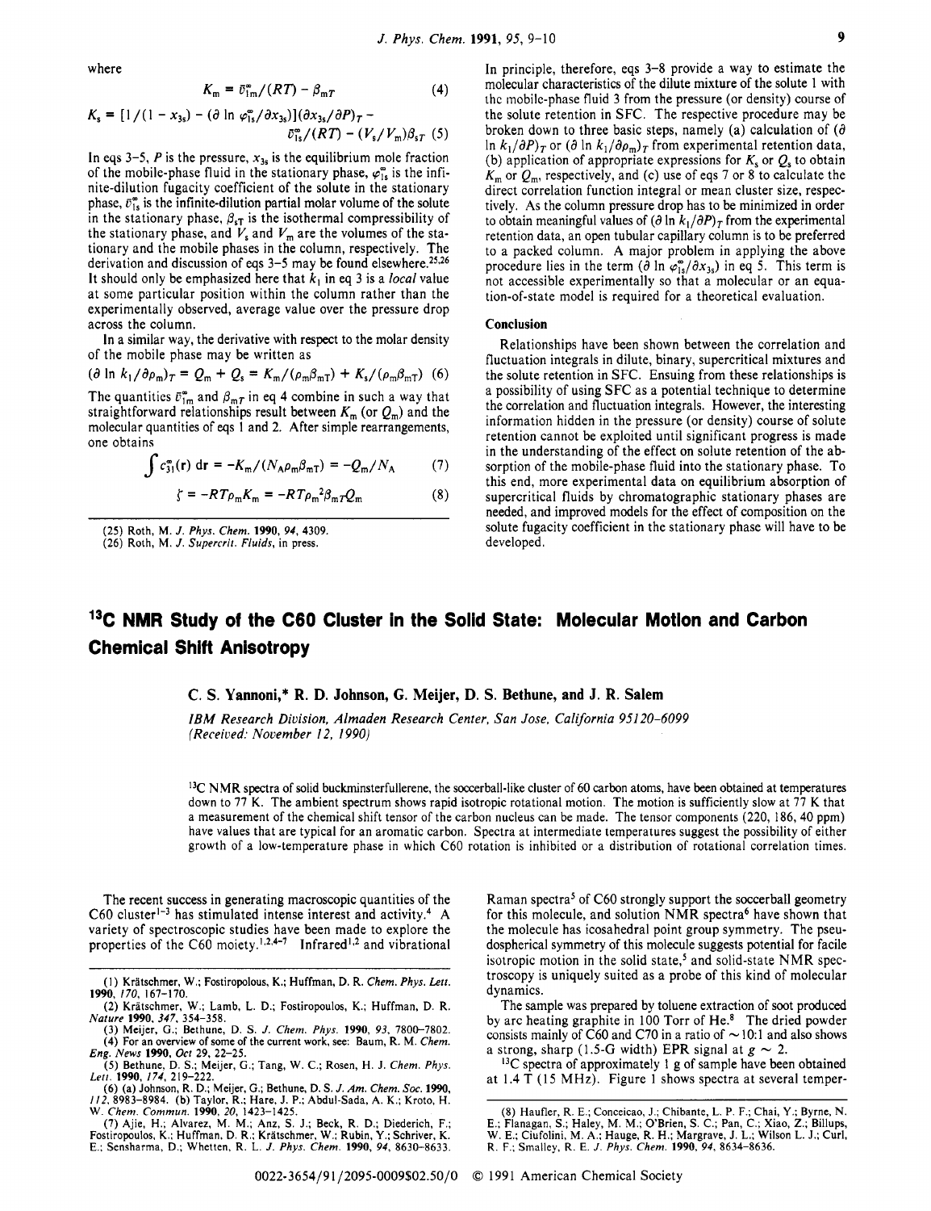where

$$K_m = \bar{v}_{1m}^{\infty}/(RT) - \beta_{mT} \quad (4)$$

$$K_s = [1/(1 - x_{3s}) - (\partial \ln \varphi_{1s}^{\infty}/\partial x_{3s})](\partial x_{3s}/\partial P)_T - \bar{v}_{1s}^{\infty}/(RT) - (V_s/V_m)\beta_{sT} \quad (5)$$

In eqs 3–5, $P$ is the pressure, $x_{3s}$ is the equilibrium mole fraction of the mobile-phase fluid in the stationary phase, $\varphi_{1s}^{\infty}$ is the infinite-dilution fugacity coefficient of the solute in the stationary phase, $\bar{v}_{1s}^{\infty}$ is the infinite-dilution partial molar volume of the solute in the stationary phase, $\beta_{sT}$ is the isothermal compressibility of the stationary phase, and $V_s$ and $V_m$ are the volumes of the stationary and the mobile phases in the column, respectively. The derivation and discussion of eqs 3–5 may be found elsewhere.[25,26] It should only be emphasized here that $k_1$ in eq 3 is a *local* value at some particular position within the column rather than the experimentally observed, average value over the pressure drop across the column.

In a similar way, the derivative with respect to the molar density of the mobile phase may be written as

$$(\partial \ln k_1/\partial \rho_m)_T = Q_m + Q_s = K_m/(\rho_m \beta_{mT}) + K_s/(\rho_m \beta_{mT}) \quad (6)$$

The quantities $\bar{v}_{1m}^{\infty}$ and $\beta_{mT}$ in eq 4 combine in such a way that straightforward relationships result between $K_m$ (or $Q_m$) and the molecular quantities of eqs 1 and 2. After simple rearrangements, one obtains

$$\int c_{31}^{\infty}(r)\, dr = -K_m/(N_A \rho_m \beta_{mT}) = -Q_m/N_A \quad (7)$$

$$\zeta = -RT\rho_m K_m = -RT\rho_m^2 \beta_{mT} Q_m \quad (8)$$

In principle, therefore, eqs 3–8 provide a way to estimate the molecular characteristics of the dilute mixture of the solute 1 with the mobile-phase fluid 3 from the pressure (or density) course of the solute retention in SFC. The respective procedure may be broken down to three basic steps, namely (a) calculation of $(\partial \ln k_1/\partial P)_T$ or $(\partial \ln k_1/\partial \rho_m)_T$ from experimental retention data, (b) application of appropriate expressions for $K_s$ or $Q_s$ to obtain $K_m$ or $Q_m$, respectively, and (c) use of eqs 7 or 8 to calculate the direct correlation function integral or mean cluster size, respectively. As the column pressure drop has to be minimized in order to obtain meaningful values of $(\partial \ln k_1/\partial P)_T$ from the experimental retention data, an open tubular capillary column is to be preferred to a packed column. A major problem in applying the above procedure lies in the term $(\partial \ln \varphi_{1s}^{\infty}/\partial x_{3s})$ in eq 5. This term is not accessible experimentally so that a molecular or an equation-of-state model is required for a theoretical evaluation.

## Conclusion

Relationships have been shown between the correlation and fluctuation integrals in dilute, binary, supercritical mixtures and the solute retention in SFC. Ensuing from these relationships is a possibility of using SFC as a potential technique to determine the correlation and fluctuation integrals. However, the interesting information hidden in the pressure (or density) course of solute retention cannot be exploited until significant progress is made in the understanding of the effect on solute retention of the absorption of the mobile-phase fluid into the stationary phase. To this end, more experimental data on equilibrium absorption of supercritical fluids by chromatographic stationary phases are needed, and improved models for the effect of composition on the solute fugacity coefficient in the stationary phase will have to be developed.

(25) Roth, M. *J. Phys. Chem.* **1990**, *94*, 4309.
(26) Roth, M. *J. Supercrit. Fluids*, in press.

# $^{13}C$ NMR Study of the C60 Cluster in the Solid State: Molecular Motion and Carbon Chemical Shift Anisotropy

**C. S. Yannoni,\* R. D. Johnson, G. Meijer, D. S. Bethune, and J. R. Salem**

*IBM Research Division, Almaden Research Center, San Jose, California 95120-6099*
*(Received: November 12, 1990)*

$^{13}C$ NMR spectra of solid buckminsterfullerene, the soccerball-like cluster of 60 carbon atoms, have been obtained at temperatures down to 77 K. The ambient spectrum shows rapid isotropic rotational motion. The motion is sufficiently slow at 77 K that a measurement of the chemical shift tensor of the carbon nucleus can be made. The tensor components (220, 186, 40 ppm) have values that are typical for an aromatic carbon. Spectra at intermediate temperatures suggest the possibility of either growth of a low-temperature phase in which C60 rotation is inhibited or a distribution of rotational correlation times.

The recent success in generating macroscopic quantities of the C60 cluster[1–3] has stimulated intense interest and activity.[4] A variety of spectroscopic studies have been made to explore the properties of the C60 moiety.[1,2,4–7] Infrared[1,2] and vibrational Raman spectra[5] of C60 strongly support the soccerball geometry for this molecule, and solution NMR spectra[6] have shown that the molecule has icosahedral point group symmetry. The pseudospherical symmetry of this molecule suggests potential for facile isotropic motion in the solid state,[5] and solid-state NMR spectroscopy is uniquely suited as a probe of this kind of molecular dynamics.

The sample was prepared by toluene extraction of soot produced by arc heating graphite in 100 Torr of He.[8] The dried powder consists mainly of C60 and C70 in a ratio of ~10:1 and also shows a strong, sharp (1.5-G width) EPR signal at $g \sim 2$.

$^{13}C$ spectra of approximately 1 g of sample have been obtained at 1.4 T (15 MHz). Figure 1 shows spectra at several temper-

(1) Krätschmer, W.; Fostiropolous, K.; Huffman, D. R. *Chem. Phys. Lett.* **1990**, *170*, 167–170.
(2) Krätschmer, W.; Lamb, L. D.; Fostiropoulos, K.; Huffman, D. R. *Nature* **1990**, *347*, 354–358.
(3) Meijer, G.; Bethune, D. S. *J. Chem. Phys.* **1990**, *93*, 7800–7802.
(4) For an overview of some of the current work, see: Baum, R. M. *Chem. Eng. News* **1990**, *Oct 29*, 22–25.
(5) Bethune, D. S.; Meijer, G.; Tang, W. C.; Rosen, H. J. *Chem. Phys. Lett.* **1990**, *174*, 219–222.
(6) (a) Johnson, R. D.; Meijer, G.; Bethune, D. S. *J. Am. Chem. Soc.* **1990**, *112*, 8983–8984. (b) Taylor, R.; Hare, J. P.; Abdul-Sada, A. K.; Kroto, H. W. *Chem. Commun.* **1990**, *20*, 1423–1425.
(7) Ajie, H.; Alvarez, M. M.; Anz, S. J.; Beck, R. D.; Diederich, F.; Fostiropoulos, K.; Huffman, D. R.; Krätschmer, W.; Rubin, Y.; Schriver, K. E.; Sensharma, D.; Whetten, R. L. *J. Phys. Chem.* **1990**, *94*, 8630–8633.
(8) Haufler, R. E.; Conceicao, J.; Chibante, L. P. F.; Chai, Y.; Byrne, N. E.; Flanagan, S.; Haley, M. M.; O'Brien, S. C.; Pan, C.; Xiao, Z.; Billups, W. E.; Ciufolini, M. A.; Hauge, R. H.; Margrave, J. L.; Wilson L. J.; Curl, R. F.; Smalley, R. E. *J. Phys. Chem.* **1990**, *94*, 8634–8636.

0022-3654/91/2095-0009$02.50/0 © 1991 American Chemical Society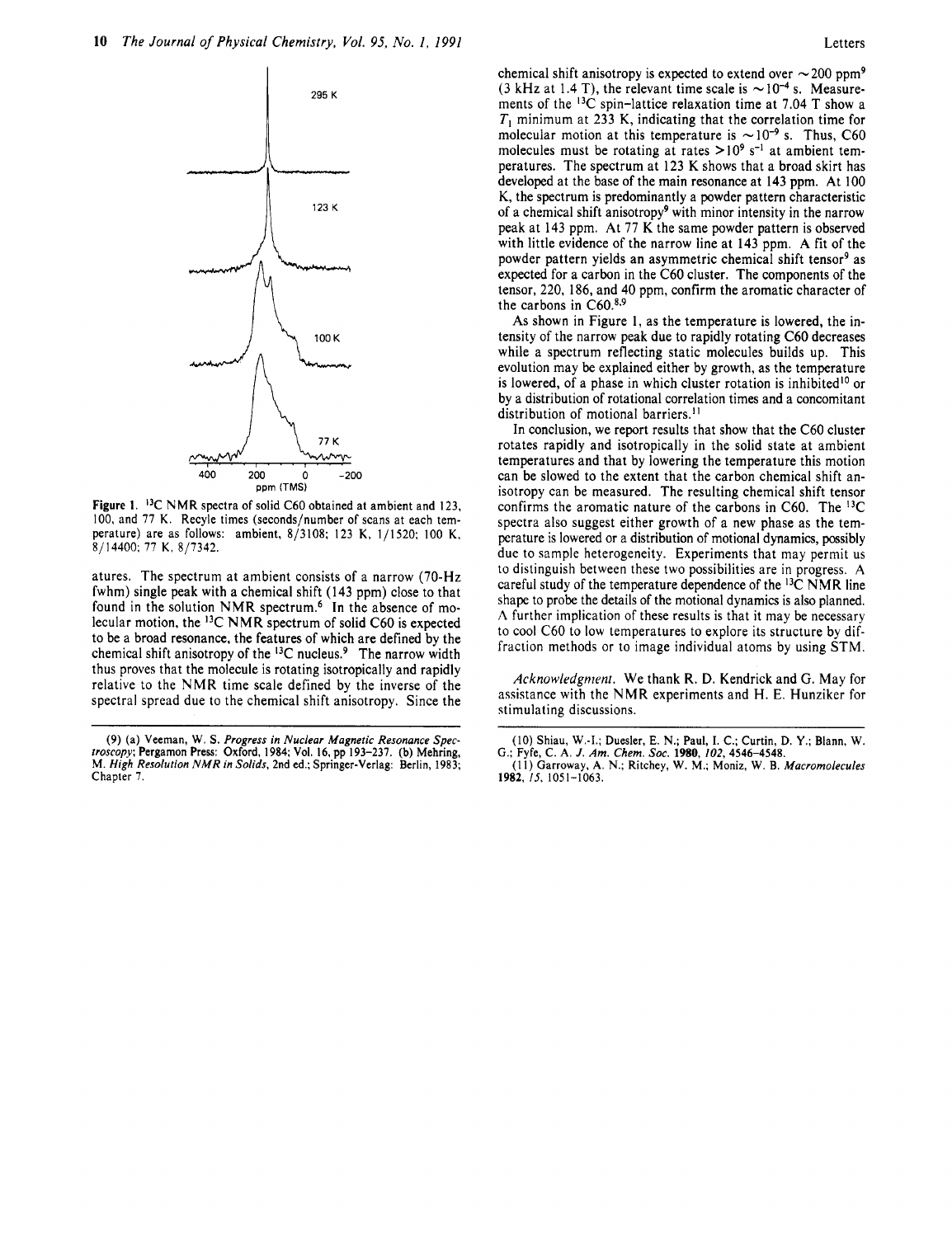295 K

123 K

100 K

77 K

400 200 0 -200
ppm (TMS)

**Figure 1.** $^{13}C$ NMR spectra of solid C60 obtained at ambient and 123, 100, and 77 K. Recyle times (seconds/number of scans at each temperature) are as follows: ambient, 8/3108; 123 K, 1/1520; 100 K, 8/14400; 77 K, 8/7342.

atures. The spectrum at ambient consists of a narrow (70-Hz fwhm) single peak with a chemical shift (143 ppm) close to that found in the solution NMR spectrum.[6] In the absence of molecular motion, the $^{13}C$ NMR spectrum of solid C60 is expected to be a broad resonance, the features of which are defined by the chemical shift anisotropy of the $^{13}C$ nucleus.[9] The narrow width thus proves that the molecule is rotating isotropically and rapidly relative to the NMR time scale defined by the inverse of the spectral spread due to the chemical shift anisotropy. Since the chemical shift anisotropy is expected to extend over ~200 ppm[9] (3 kHz at 1.4 T), the relevant time scale is $\sim 10^{-4}$ s. Measurements of the $^{13}C$ spin-lattice relaxation time at 7.04 T show a $T_1$ minimum at 233 K, indicating that the correlation time for molecular motion at this temperature is $\sim 10^{-9}$ s. Thus, C60 molecules must be rotating at rates $>10^9$ s$^{-1}$ at ambient temperatures. The spectrum at 123 K shows that a broad skirt has developed at the base of the main resonance at 143 ppm. At 100 K, the spectrum is predominantly a powder pattern characteristic of a chemical shift anisotropy[9] with minor intensity in the narrow peak at 143 ppm. At 77 K the same powder pattern is observed with little evidence of the narrow line at 143 ppm. A fit of the powder pattern yields an asymmetric chemical shift tensor[9] as expected for a carbon in the C60 cluster. The components of the tensor, 220, 186, and 40 ppm, confirm the aromatic character of the carbons in C60.[8,9]

As shown in Figure 1, as the temperature is lowered, the intensity of the narrow peak due to rapidly rotating C60 decreases while a spectrum reflecting static molecules builds up. This evolution may be explained either by growth, as the temperature is lowered, of a phase in which cluster rotation is inhibited[10] or by a distribution of rotational correlation times and a concomitant distribution of motional barriers.[11]

In conclusion, we report results that show that the C60 cluster rotates rapidly and isotropically in the solid state at ambient temperatures and that by lowering the temperature this motion can be slowed to the extent that the carbon chemical shift anisotropy can be measured. The resulting chemical shift tensor confirms the aromatic nature of the carbons in C60. The $^{13}C$ spectra also suggest either growth of a new phase as the temperature is lowered or a distribution of motional dynamics, possibly due to sample heterogeneity. Experiments that may permit us to distinguish between these two possibilities are in progress. A careful study of the temperature dependence of the $^{13}C$ NMR line shape to probe the details of the motional dynamics is also planned. A further implication of these results is that it may be necessary to cool C60 to low temperatures to explore its structure by diffraction methods or to image individual atoms by using STM.

*Acknowledgment.* We thank R. D. Kendrick and G. May for assistance with the NMR experiments and H. E. Hunziker for stimulating discussions.

(9) (a) Veeman, W. S. *Progress in Nuclear Magnetic Resonance Spectroscopy*; Pergamon Press: Oxford, 1984; Vol. 16, pp 193–237. (b) Mehring, M. *High Resolution NMR in Solids*, 2nd ed.; Springer-Verlag: Berlin, 1983; Chapter 7.

(10) Shiau, W.-I.; Duesler, E. N.; Paul, I. C.; Curtin, D. Y.; Blann, W. G.; Fyfe, C. A. *J. Am. Chem. Soc.* **1980**, *102*, 4546–4548.

(11) Garroway, A. N.; Ritchey, W. M.; Moniz, W. B. *Macromolecules* **1982**, *15*, 1051–1063.